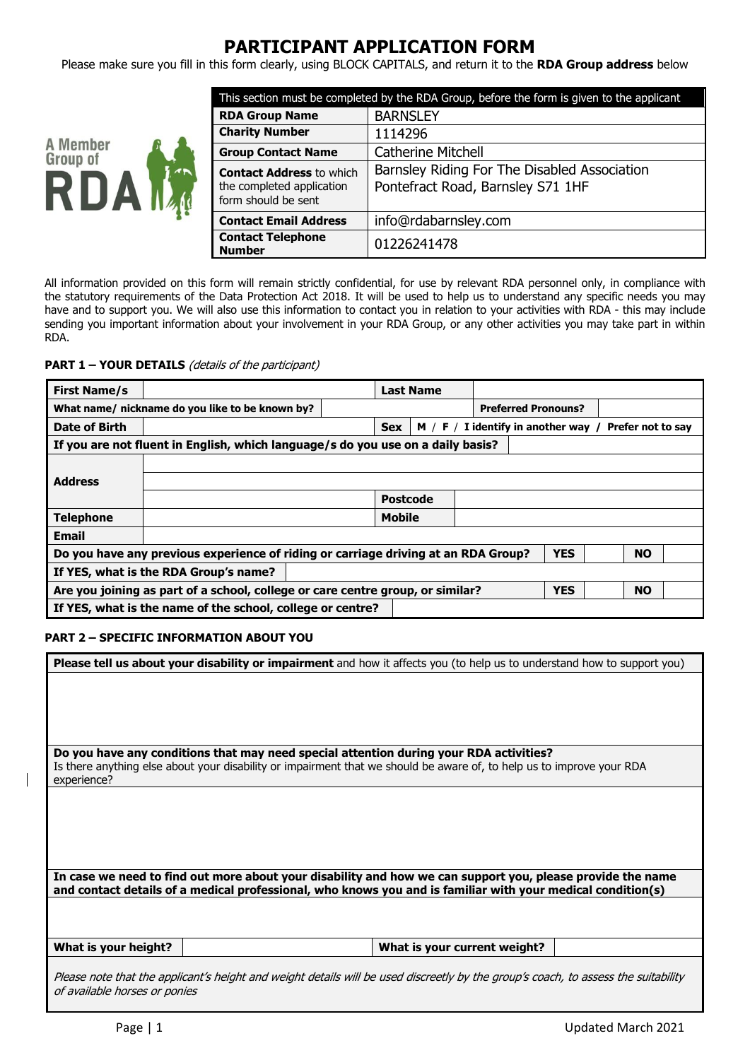# PARTICIPANT APPLICATION FORM

Please make sure you fill in this form clearly, using BLOCK CAPITALS, and return it to the **RDA Group address** below

| This section must be completed by the RDA Group, before the form is given to the applicant | |
|---|---|
| **RDA Group Name** | BARNSLEY |
| **Charity Number** | 1114296 |
| **Group Contact Name** | Catherine Mitchell |
| **Contact Address** to which the completed application form should be sent | Barnsley Riding For The Disabled Association Pontefract Road, Barnsley S71 1HF |
| **Contact Email Address** | info@rdabarnsley.com |
| **Contact Telephone Number** | 01226241478 |

All information provided on this form will remain strictly confidential, for use by relevant RDA personnel only, in compliance with the statutory requirements of the Data Protection Act 2018. It will be used to help us to understand any specific needs you may have and to support you. We will also use this information to contact you in relation to your activities with RDA - this may include sending you important information about your involvement in your RDA Group, or any other activities you may take part in within RDA.

**PART 1 – YOUR DETAILS** *(details of the participant)*

| **First Name/s** | | **Last Name** | |
|---|---|---|---|
| **What name/ nickname do you like to be known by?** | | **Preferred Pronouns?** | |
| **Date of Birth** | | **Sex** | **M / F / I identify in another way / Prefer not to say** |
| **If you are not fluent in English, which language/s do you use on a daily basis?** | | | |
| **Address** | | | |
| | | | |
| | | **Postcode** | |
| **Telephone** | | **Mobile** | |
| **Email** | | | |
| **Do you have any previous experience of riding or carriage driving at an RDA Group?** | | **YES** | **NO** |
| **If YES, what is the RDA Group's name?** | | | |
| **Are you joining as part of a school, college or care centre group, or similar?** | | **YES** | **NO** |
| **If YES, what is the name of the school, college or centre?** | | | |

**PART 2 – SPECIFIC INFORMATION ABOUT YOU**

| **Please tell us about your disability or impairment** and how it affects you (to help us to understand how to support you) | | | |
|---|---|---|---|
| | | | |
| **Do you have any conditions that may need special attention during your RDA activities?** Is there anything else about your disability or impairment that we should be aware of, to help us to improve your RDA experience? | | | |
| | | | |
| **In case we need to find out more about your disability and how we can support you, please provide the name and contact details of a medical professional, who knows you and is familiar with your medical condition(s)** | | | |
| | | | |
| **What is your height?** | | **What is your current weight?** | |
| *Please note that the applicant's height and weight details will be used discreetly by the group's coach, to assess the suitability of available horses or ponies* | | | |

Updated March 2021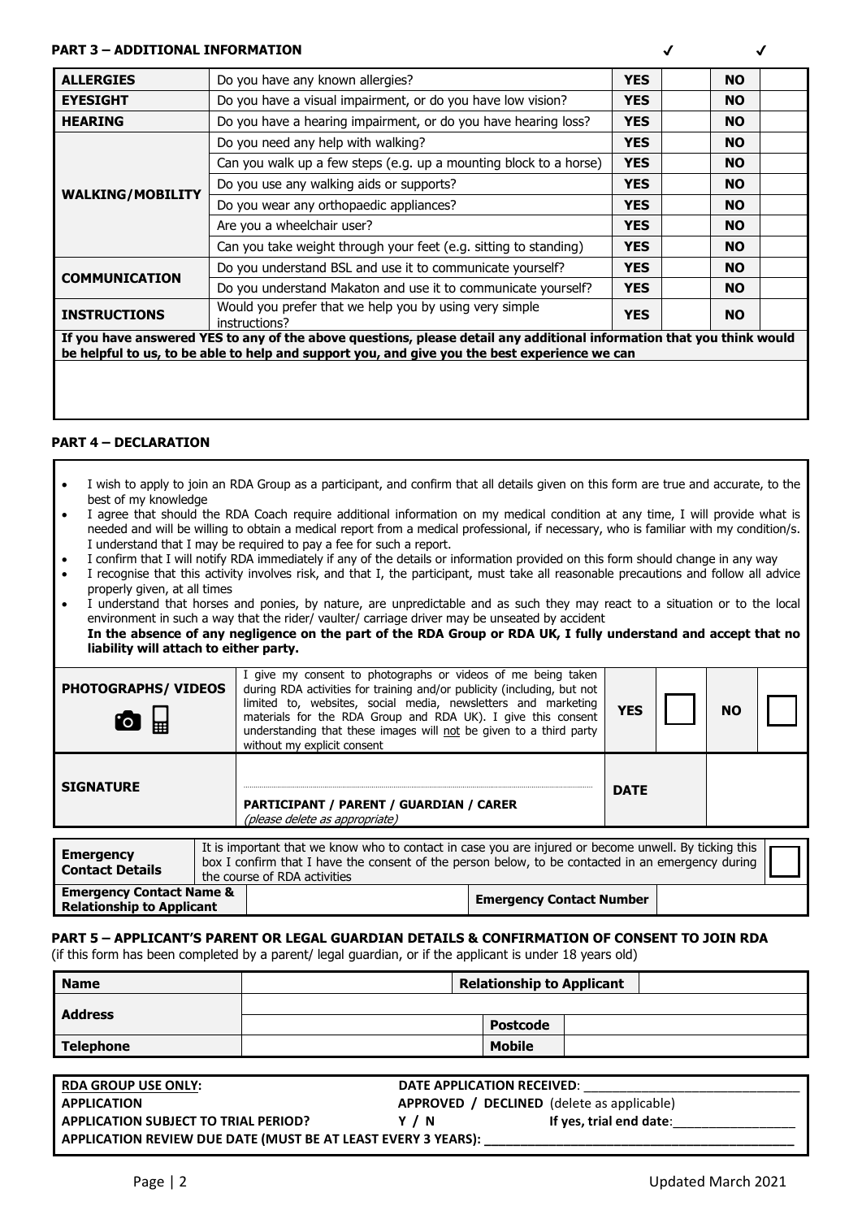## PART 3 – ADDITIONAL INFORMATION

| | | | ✓ | | ✓ |
|---|---|---|---|---|---|
| **ALLERGIES** | Do you have any known allergies? | **YES** | | **NO** | |
| **EYESIGHT** | Do you have a visual impairment, or do you have low vision? | **YES** | | **NO** | |
| **HEARING** | Do you have a hearing impairment, or do you have hearing loss? | **YES** | | **NO** | |
| **WALKING/MOBILITY** | Do you need any help with walking? | **YES** | | **NO** | |
| | Can you walk up a few steps (e.g. up a mounting block to a horse) | **YES** | | **NO** | |
| | Do you use any walking aids or supports? | **YES** | | **NO** | |
| | Do you wear any orthopaedic appliances? | **YES** | | **NO** | |
| | Are you a wheelchair user? | **YES** | | **NO** | |
| | Can you take weight through your feet (e.g. sitting to standing) | **YES** | | **NO** | |
| **COMMUNICATION** | Do you understand BSL and use it to communicate yourself? | **YES** | | **NO** | |
| | Do you understand Makaton and use it to communicate yourself? | **YES** | | **NO** | |
| **INSTRUCTIONS** | Would you prefer that we help you by using very simple instructions? | **YES** | | **NO** | |

**If you have answered YES to any of the above questions, please detail any additional information that you think would be helpful to us, to be able to help and support you, and give you the best experience we can**

## PART 4 – DECLARATION

- I wish to apply to join an RDA Group as a participant, and confirm that all details given on this form are true and accurate, to the best of my knowledge
- I agree that should the RDA Coach require additional information on my medical condition at any time, I will provide what is needed and will be willing to obtain a medical report from a medical professional, if necessary, who is familiar with my condition/s. I understand that I may be required to pay a fee for such a report.
- I confirm that I will notify RDA immediately if any of the details or information provided on this form should change in any way
- I recognise that this activity involves risk, and that I, the participant, must take all reasonable precautions and follow all advice properly given, at all times
- I understand that horses and ponies, by nature, are unpredictable and as such they may react to a situation or to the local environment in such a way that the rider/ vaulter/ carriage driver may be unseated by accident
  **In the absence of any negligence on the part of the RDA Group or RDA UK, I fully understand and accept that no liability will attach to either party.**

| | | | | | |
|---|---|---|---|---|---|
| **PHOTOGRAPHS/ VIDEOS** | I give my consent to photographs or videos of me being taken during RDA activities for training and/or publicity (including, but not limited to, websites, social media, newsletters and marketing materials for the RDA Group and RDA UK). I give this consent understanding that these images will not be given to a third party without my explicit consent | **YES** | ☐ | **NO** | ☐ |
| **SIGNATURE** | **PARTICIPANT / PARENT / GUARDIAN / CARER** *(please delete as appropriate)* | **DATE** | | | |

| | | | |
|---|---|---|---|
| **Emergency Contact Details** | It is important that we know who to contact in case you are injured or become unwell. By ticking this box I confirm that I have the consent of the person below, to be contacted in an emergency during the course of RDA activities | | ☐ |
| **Emergency Contact Name & Relationship to Applicant** | | **Emergency Contact Number** | |

## PART 5 – APPLICANT'S PARENT OR LEGAL GUARDIAN DETAILS & CONFIRMATION OF CONSENT TO JOIN RDA

(if this form has been completed by a parent/ legal guardian, or if the applicant is under 18 years old)

| | | | |
|---|---|---|---|
| **Name** | | **Relationship to Applicant** | |
| **Address** | | | |
| | | **Postcode** | |
| **Telephone** | | **Mobile** | |

**RDA GROUP USE ONLY:** **DATE APPLICATION RECEIVED**: ______________________________

**APPLICATION** **APPROVED / DECLINED** (delete as applicable)

**APPLICATION SUBJECT TO TRIAL PERIOD?** **Y / N** **If yes, trial end date**:_________________

**APPLICATION REVIEW DUE DATE (MUST BE AT LEAST EVERY 3 YEARS):** ________________________________________

Updated March 2021